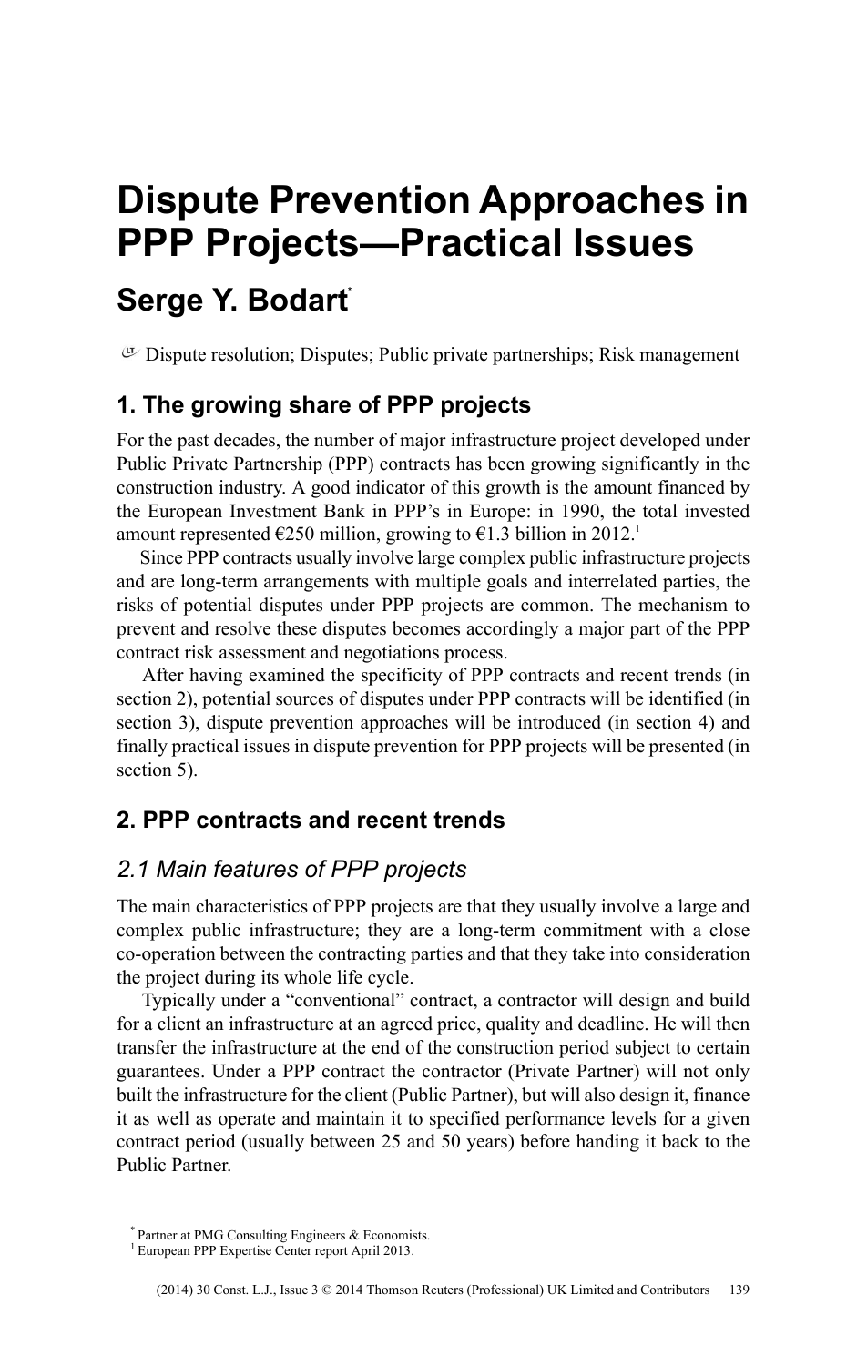# Dispute Prevention Approaches in PPP Projects—Practical Issues

## Serge Y. Bodart[*]

Dispute resolution; Disputes; Public private partnerships; Risk management

## 1. The growing share of PPP projects

For the past decades, the number of major infrastructure project developed under Public Private Partnership (PPP) contracts has been growing significantly in the construction industry. A good indicator of this growth is the amount financed by the European Investment Bank in PPP's in Europe: in 1990, the total invested amount represented €250 million, growing to €1.3 billion in 2012.[1]

Since PPP contracts usually involve large complex public infrastructure projects and are long-term arrangements with multiple goals and interrelated parties, the risks of potential disputes under PPP projects are common. The mechanism to prevent and resolve these disputes becomes accordingly a major part of the PPP contract risk assessment and negotiations process.

After having examined the specificity of PPP contracts and recent trends (in section 2), potential sources of disputes under PPP contracts will be identified (in section 3), dispute prevention approaches will be introduced (in section 4) and finally practical issues in dispute prevention for PPP projects will be presented (in section 5).

## 2. PPP contracts and recent trends

### *2.1 Main features of PPP projects*

The main characteristics of PPP projects are that they usually involve a large and complex public infrastructure; they are a long-term commitment with a close co-operation between the contracting parties and that they take into consideration the project during its whole life cycle.

Typically under a "conventional" contract, a contractor will design and build for a client an infrastructure at an agreed price, quality and deadline. He will then transfer the infrastructure at the end of the construction period subject to certain guarantees. Under a PPP contract the contractor (Private Partner) will not only built the infrastructure for the client (Public Partner), but will also design it, finance it as well as operate and maintain it to specified performance levels for a given contract period (usually between 25 and 50 years) before handing it back to the Public Partner.

[*] Partner at PMG Consulting Engineers & Economists.

[1] European PPP Expertise Center report April 2013.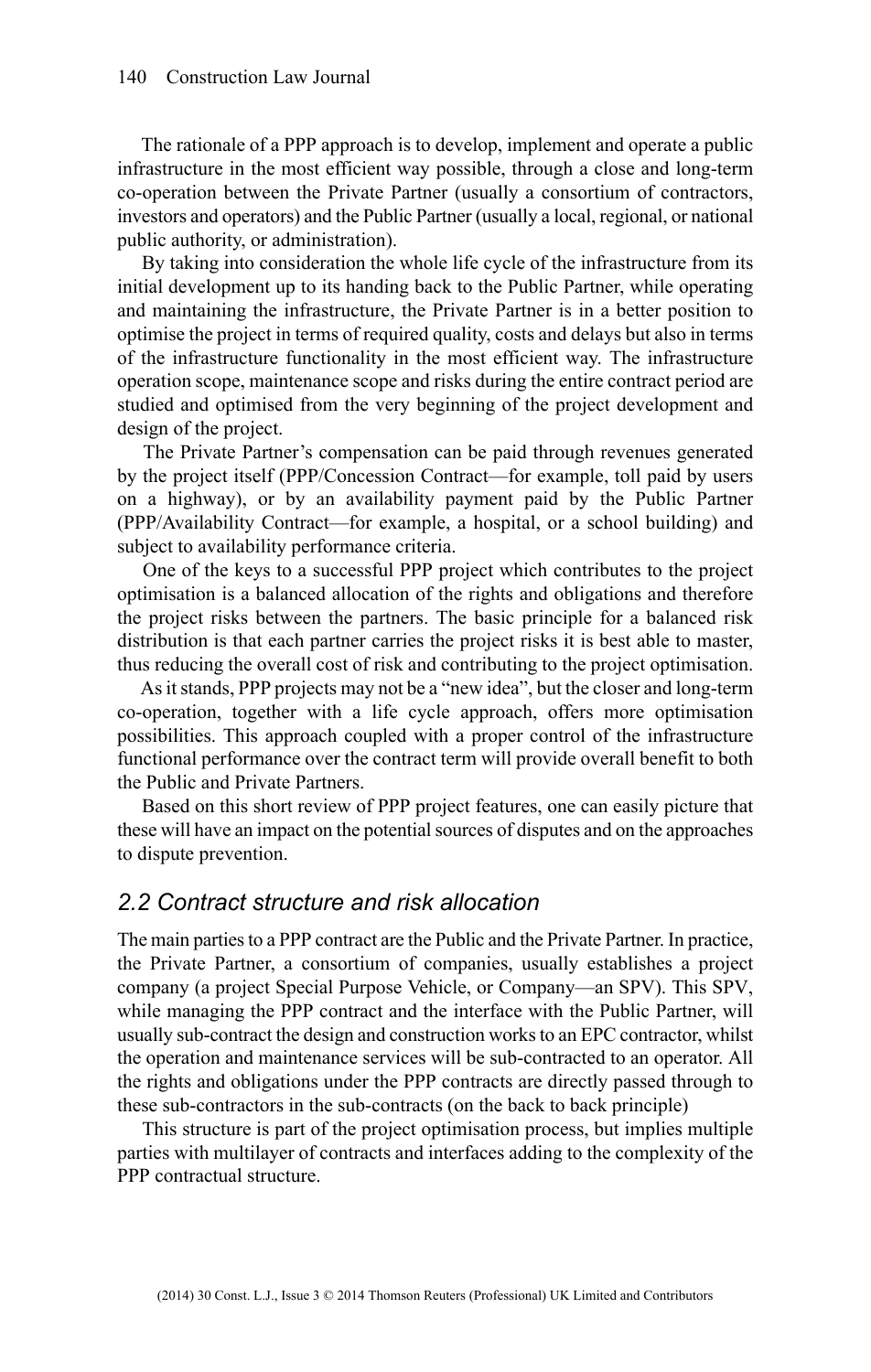The rationale of a PPP approach is to develop, implement and operate a public infrastructure in the most efficient way possible, through a close and long-term co-operation between the Private Partner (usually a consortium of contractors, investors and operators) and the Public Partner (usually a local, regional, or national public authority, or administration).

By taking into consideration the whole life cycle of the infrastructure from its initial development up to its handing back to the Public Partner, while operating and maintaining the infrastructure, the Private Partner is in a better position to optimise the project in terms of required quality, costs and delays but also in terms of the infrastructure functionality in the most efficient way. The infrastructure operation scope, maintenance scope and risks during the entire contract period are studied and optimised from the very beginning of the project development and design of the project.

The Private Partner's compensation can be paid through revenues generated by the project itself (PPP/Concession Contract—for example, toll paid by users on a highway), or by an availability payment paid by the Public Partner (PPP/Availability Contract—for example, a hospital, or a school building) and subject to availability performance criteria.

One of the keys to a successful PPP project which contributes to the project optimisation is a balanced allocation of the rights and obligations and therefore the project risks between the partners. The basic principle for a balanced risk distribution is that each partner carries the project risks it is best able to master, thus reducing the overall cost of risk and contributing to the project optimisation.

As it stands, PPP projects may not be a "new idea", but the closer and long-term co-operation, together with a life cycle approach, offers more optimisation possibilities. This approach coupled with a proper control of the infrastructure functional performance over the contract term will provide overall benefit to both the Public and Private Partners.

Based on this short review of PPP project features, one can easily picture that these will have an impact on the potential sources of disputes and on the approaches to dispute prevention.

## *2.2 Contract structure and risk allocation*

The main parties to a PPP contract are the Public and the Private Partner. In practice, the Private Partner, a consortium of companies, usually establishes a project company (a project Special Purpose Vehicle, or Company—an SPV). This SPV, while managing the PPP contract and the interface with the Public Partner, will usually sub-contract the design and construction works to an EPC contractor, whilst the operation and maintenance services will be sub-contracted to an operator. All the rights and obligations under the PPP contracts are directly passed through to these sub-contractors in the sub-contracts (on the back to back principle)

This structure is part of the project optimisation process, but implies multiple parties with multilayer of contracts and interfaces adding to the complexity of the PPP contractual structure.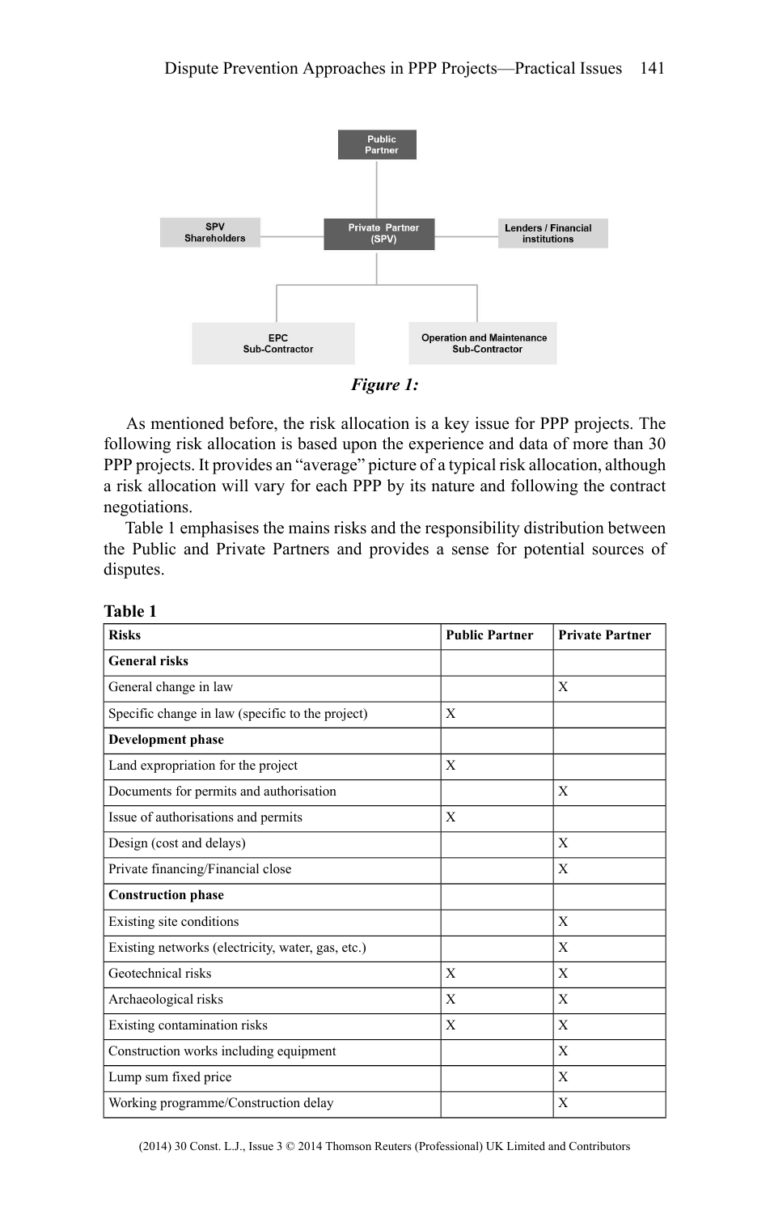Figure 1:

As mentioned before, the risk allocation is a key issue for PPP projects. The following risk allocation is based upon the experience and data of more than 30 PPP projects. It provides an "average" picture of a typical risk allocation, although a risk allocation will vary for each PPP by its nature and following the contract negotiations.

Table 1 emphasises the mains risks and the responsibility distribution between the Public and Private Partners and provides a sense for potential sources of disputes.

**Table 1**

| Risks | Public Partner | Private Partner |
|---|---|---|
| **General risks** | | |
| General change in law | | X |
| Specific change in law (specific to the project) | X | |
| **Development phase** | | |
| Land expropriation for the project | X | |
| Documents for permits and authorisation | | X |
| Issue of authorisations and permits | X | |
| Design (cost and delays) | | X |
| Private financing/Financial close | | X |
| **Construction phase** | | |
| Existing site conditions | | X |
| Existing networks (electricity, water, gas, etc.) | | X |
| Geotechnical risks | X | X |
| Archaeological risks | X | X |
| Existing contamination risks | X | X |
| Construction works including equipment | | X |
| Lump sum fixed price | | X |
| Working programme/Construction delay | | X |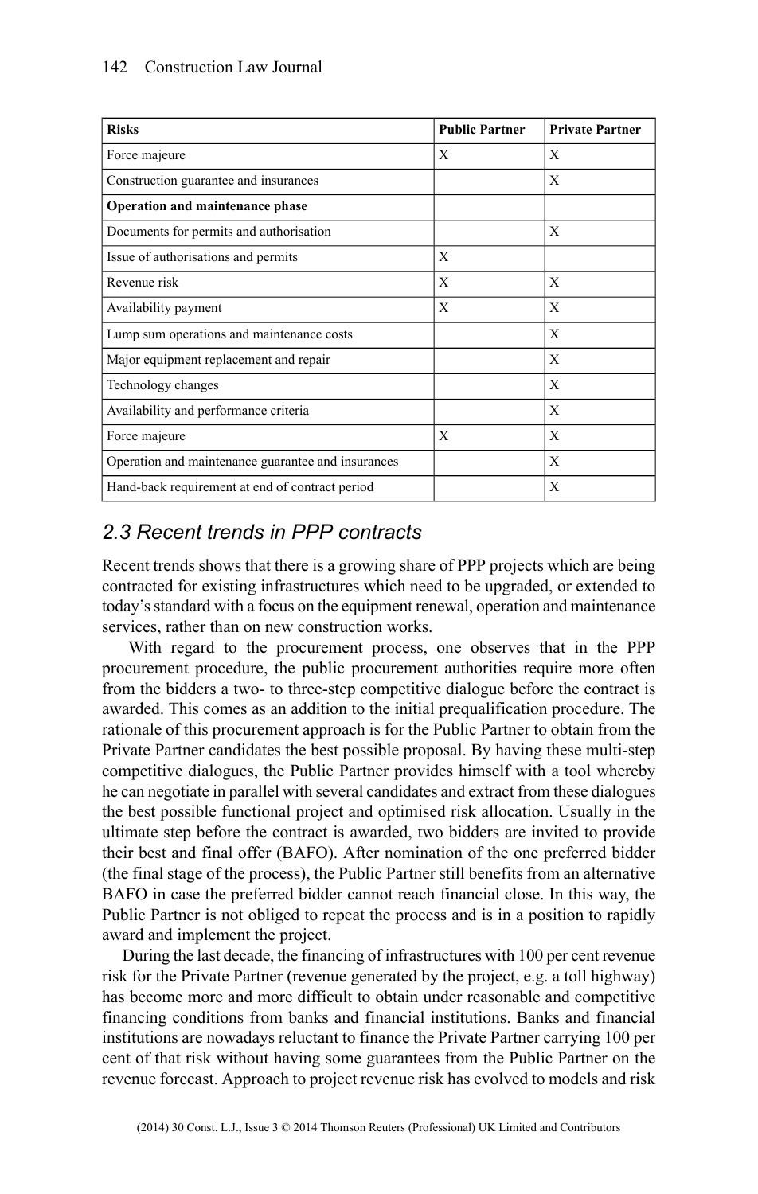| Risks | Public Partner | Private Partner |
|---|---|---|
| Force majeure | X | X |
| Construction guarantee and insurances | | X |
| **Operation and maintenance phase** | | |
| Documents for permits and authorisation | | X |
| Issue of authorisations and permits | X | |
| Revenue risk | X | X |
| Availability payment | X | X |
| Lump sum operations and maintenance costs | | X |
| Major equipment replacement and repair | | X |
| Technology changes | | X |
| Availability and performance criteria | | X |
| Force majeure | X | X |
| Operation and maintenance guarantee and insurances | | X |
| Hand-back requirement at end of contract period | | X |

## *2.3 Recent trends in PPP contracts*

Recent trends shows that there is a growing share of PPP projects which are being contracted for existing infrastructures which need to be upgraded, or extended to today's standard with a focus on the equipment renewal, operation and maintenance services, rather than on new construction works.

With regard to the procurement process, one observes that in the PPP procurement procedure, the public procurement authorities require more often from the bidders a two- to three-step competitive dialogue before the contract is awarded. This comes as an addition to the initial prequalification procedure. The rationale of this procurement approach is for the Public Partner to obtain from the Private Partner candidates the best possible proposal. By having these multi-step competitive dialogues, the Public Partner provides himself with a tool whereby he can negotiate in parallel with several candidates and extract from these dialogues the best possible functional project and optimised risk allocation. Usually in the ultimate step before the contract is awarded, two bidders are invited to provide their best and final offer (BAFO). After nomination of the one preferred bidder (the final stage of the process), the Public Partner still benefits from an alternative BAFO in case the preferred bidder cannot reach financial close. In this way, the Public Partner is not obliged to repeat the process and is in a position to rapidly award and implement the project.

During the last decade, the financing of infrastructures with 100 per cent revenue risk for the Private Partner (revenue generated by the project, e.g. a toll highway) has become more and more difficult to obtain under reasonable and competitive financing conditions from banks and financial institutions. Banks and financial institutions are nowadays reluctant to finance the Private Partner carrying 100 per cent of that risk without having some guarantees from the Public Partner on the revenue forecast. Approach to project revenue risk has evolved to models and risk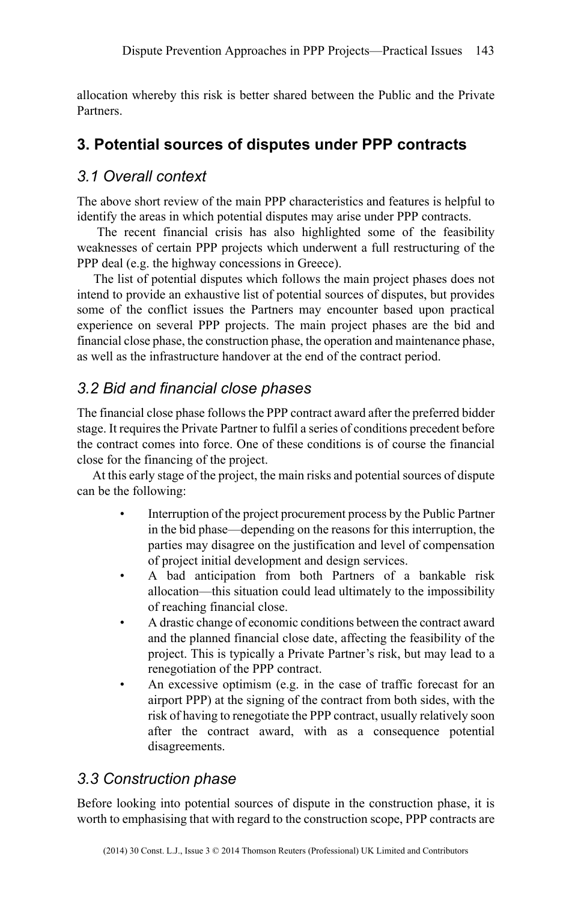allocation whereby this risk is better shared between the Public and the Private Partners.

## 3. Potential sources of disputes under PPP contracts

### *3.1 Overall context*

The above short review of the main PPP characteristics and features is helpful to identify the areas in which potential disputes may arise under PPP contracts.

The recent financial crisis has also highlighted some of the feasibility weaknesses of certain PPP projects which underwent a full restructuring of the PPP deal (e.g. the highway concessions in Greece).

The list of potential disputes which follows the main project phases does not intend to provide an exhaustive list of potential sources of disputes, but provides some of the conflict issues the Partners may encounter based upon practical experience on several PPP projects. The main project phases are the bid and financial close phase, the construction phase, the operation and maintenance phase, as well as the infrastructure handover at the end of the contract period.

### *3.2 Bid and financial close phases*

The financial close phase follows the PPP contract award after the preferred bidder stage. It requires the Private Partner to fulfil a series of conditions precedent before the contract comes into force. One of these conditions is of course the financial close for the financing of the project.

At this early stage of the project, the main risks and potential sources of dispute can be the following:

- Interruption of the project procurement process by the Public Partner in the bid phase—depending on the reasons for this interruption, the parties may disagree on the justification and level of compensation of project initial development and design services.
- A bad anticipation from both Partners of a bankable risk allocation—this situation could lead ultimately to the impossibility of reaching financial close.
- A drastic change of economic conditions between the contract award and the planned financial close date, affecting the feasibility of the project. This is typically a Private Partner's risk, but may lead to a renegotiation of the PPP contract.
- An excessive optimism (e.g. in the case of traffic forecast for an airport PPP) at the signing of the contract from both sides, with the risk of having to renegotiate the PPP contract, usually relatively soon after the contract award, with as a consequence potential disagreements.

### *3.3 Construction phase*

Before looking into potential sources of dispute in the construction phase, it is worth to emphasising that with regard to the construction scope, PPP contracts are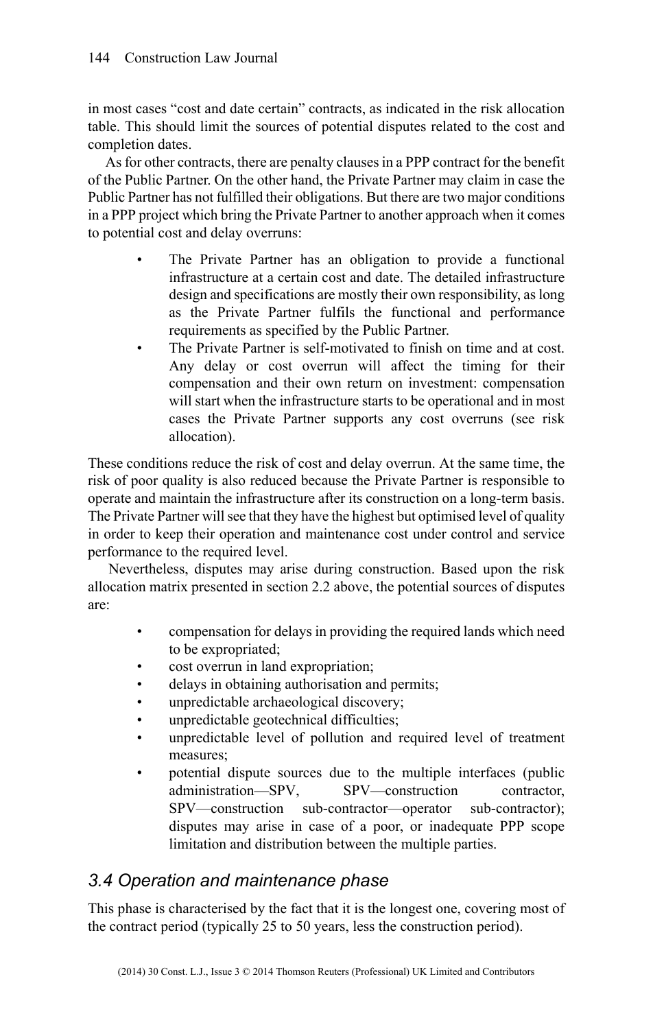in most cases "cost and date certain" contracts, as indicated in the risk allocation table. This should limit the sources of potential disputes related to the cost and completion dates.

As for other contracts, there are penalty clauses in a PPP contract for the benefit of the Public Partner. On the other hand, the Private Partner may claim in case the Public Partner has not fulfilled their obligations. But there are two major conditions in a PPP project which bring the Private Partner to another approach when it comes to potential cost and delay overruns:

- The Private Partner has an obligation to provide a functional infrastructure at a certain cost and date. The detailed infrastructure design and specifications are mostly their own responsibility, as long as the Private Partner fulfils the functional and performance requirements as specified by the Public Partner.
- The Private Partner is self-motivated to finish on time and at cost. Any delay or cost overrun will affect the timing for their compensation and their own return on investment: compensation will start when the infrastructure starts to be operational and in most cases the Private Partner supports any cost overruns (see risk allocation).

These conditions reduce the risk of cost and delay overrun. At the same time, the risk of poor quality is also reduced because the Private Partner is responsible to operate and maintain the infrastructure after its construction on a long-term basis. The Private Partner will see that they have the highest but optimised level of quality in order to keep their operation and maintenance cost under control and service performance to the required level.

Nevertheless, disputes may arise during construction. Based upon the risk allocation matrix presented in section 2.2 above, the potential sources of disputes are:

- compensation for delays in providing the required lands which need to be expropriated;
- cost overrun in land expropriation;
- delays in obtaining authorisation and permits;
- unpredictable archaeological discovery;
- unpredictable geotechnical difficulties;
- unpredictable level of pollution and required level of treatment measures;
- potential dispute sources due to the multiple interfaces (public administration—SPV, SPV—construction contractor, SPV—construction sub-contractor—operator sub-contractor); disputes may arise in case of a poor, or inadequate PPP scope limitation and distribution between the multiple parties.

### *3.4 Operation and maintenance phase*

This phase is characterised by the fact that it is the longest one, covering most of the contract period (typically 25 to 50 years, less the construction period).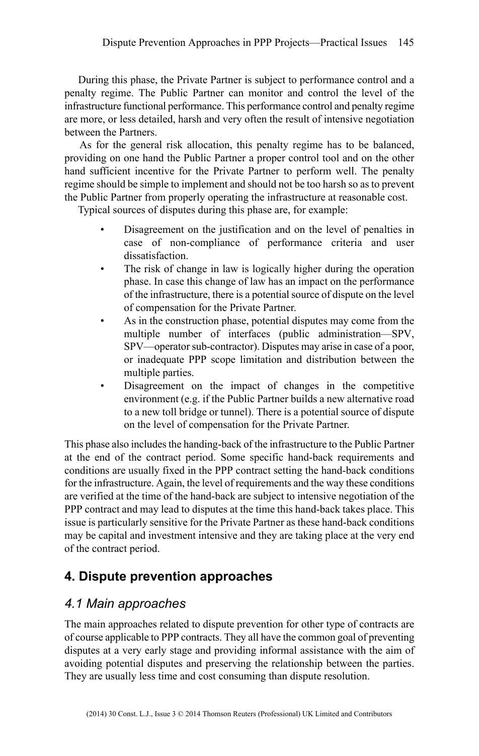During this phase, the Private Partner is subject to performance control and a penalty regime. The Public Partner can monitor and control the level of the infrastructure functional performance. This performance control and penalty regime are more, or less detailed, harsh and very often the result of intensive negotiation between the Partners.

As for the general risk allocation, this penalty regime has to be balanced, providing on one hand the Public Partner a proper control tool and on the other hand sufficient incentive for the Private Partner to perform well. The penalty regime should be simple to implement and should not be too harsh so as to prevent the Public Partner from properly operating the infrastructure at reasonable cost.

Typical sources of disputes during this phase are, for example:

- Disagreement on the justification and on the level of penalties in case of non-compliance of performance criteria and user dissatisfaction.
- The risk of change in law is logically higher during the operation phase. In case this change of law has an impact on the performance of the infrastructure, there is a potential source of dispute on the level of compensation for the Private Partner.
- As in the construction phase, potential disputes may come from the multiple number of interfaces (public administration—SPV, SPV—operator sub-contractor). Disputes may arise in case of a poor, or inadequate PPP scope limitation and distribution between the multiple parties.
- Disagreement on the impact of changes in the competitive environment (e.g. if the Public Partner builds a new alternative road to a new toll bridge or tunnel). There is a potential source of dispute on the level of compensation for the Private Partner.

This phase also includes the handing-back of the infrastructure to the Public Partner at the end of the contract period. Some specific hand-back requirements and conditions are usually fixed in the PPP contract setting the hand-back conditions for the infrastructure. Again, the level of requirements and the way these conditions are verified at the time of the hand-back are subject to intensive negotiation of the PPP contract and may lead to disputes at the time this hand-back takes place. This issue is particularly sensitive for the Private Partner as these hand-back conditions may be capital and investment intensive and they are taking place at the very end of the contract period.

## 4. Dispute prevention approaches

### *4.1 Main approaches*

The main approaches related to dispute prevention for other type of contracts are of course applicable to PPP contracts. They all have the common goal of preventing disputes at a very early stage and providing informal assistance with the aim of avoiding potential disputes and preserving the relationship between the parties. They are usually less time and cost consuming than dispute resolution.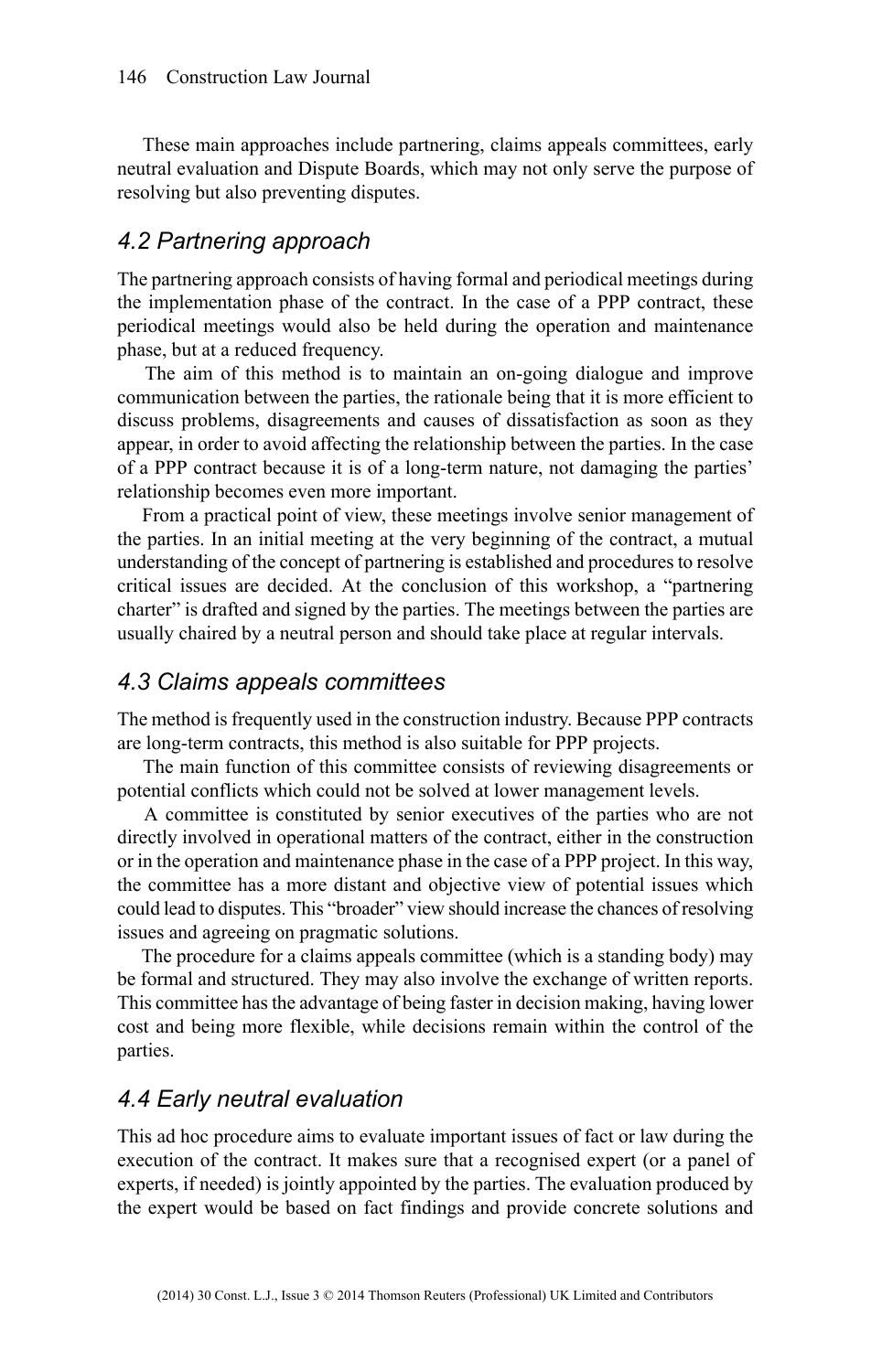These main approaches include partnering, claims appeals committees, early neutral evaluation and Dispute Boards, which may not only serve the purpose of resolving but also preventing disputes.

## *4.2 Partnering approach*

The partnering approach consists of having formal and periodical meetings during the implementation phase of the contract. In the case of a PPP contract, these periodical meetings would also be held during the operation and maintenance phase, but at a reduced frequency.

The aim of this method is to maintain an on-going dialogue and improve communication between the parties, the rationale being that it is more efficient to discuss problems, disagreements and causes of dissatisfaction as soon as they appear, in order to avoid affecting the relationship between the parties. In the case of a PPP contract because it is of a long-term nature, not damaging the parties' relationship becomes even more important.

From a practical point of view, these meetings involve senior management of the parties. In an initial meeting at the very beginning of the contract, a mutual understanding of the concept of partnering is established and procedures to resolve critical issues are decided. At the conclusion of this workshop, a "partnering charter" is drafted and signed by the parties. The meetings between the parties are usually chaired by a neutral person and should take place at regular intervals.

## *4.3 Claims appeals committees*

The method is frequently used in the construction industry. Because PPP contracts are long-term contracts, this method is also suitable for PPP projects.

The main function of this committee consists of reviewing disagreements or potential conflicts which could not be solved at lower management levels.

A committee is constituted by senior executives of the parties who are not directly involved in operational matters of the contract, either in the construction or in the operation and maintenance phase in the case of a PPP project. In this way, the committee has a more distant and objective view of potential issues which could lead to disputes. This "broader" view should increase the chances of resolving issues and agreeing on pragmatic solutions.

The procedure for a claims appeals committee (which is a standing body) may be formal and structured. They may also involve the exchange of written reports. This committee has the advantage of being faster in decision making, having lower cost and being more flexible, while decisions remain within the control of the parties.

## *4.4 Early neutral evaluation*

This ad hoc procedure aims to evaluate important issues of fact or law during the execution of the contract. It makes sure that a recognised expert (or a panel of experts, if needed) is jointly appointed by the parties. The evaluation produced by the expert would be based on fact findings and provide concrete solutions and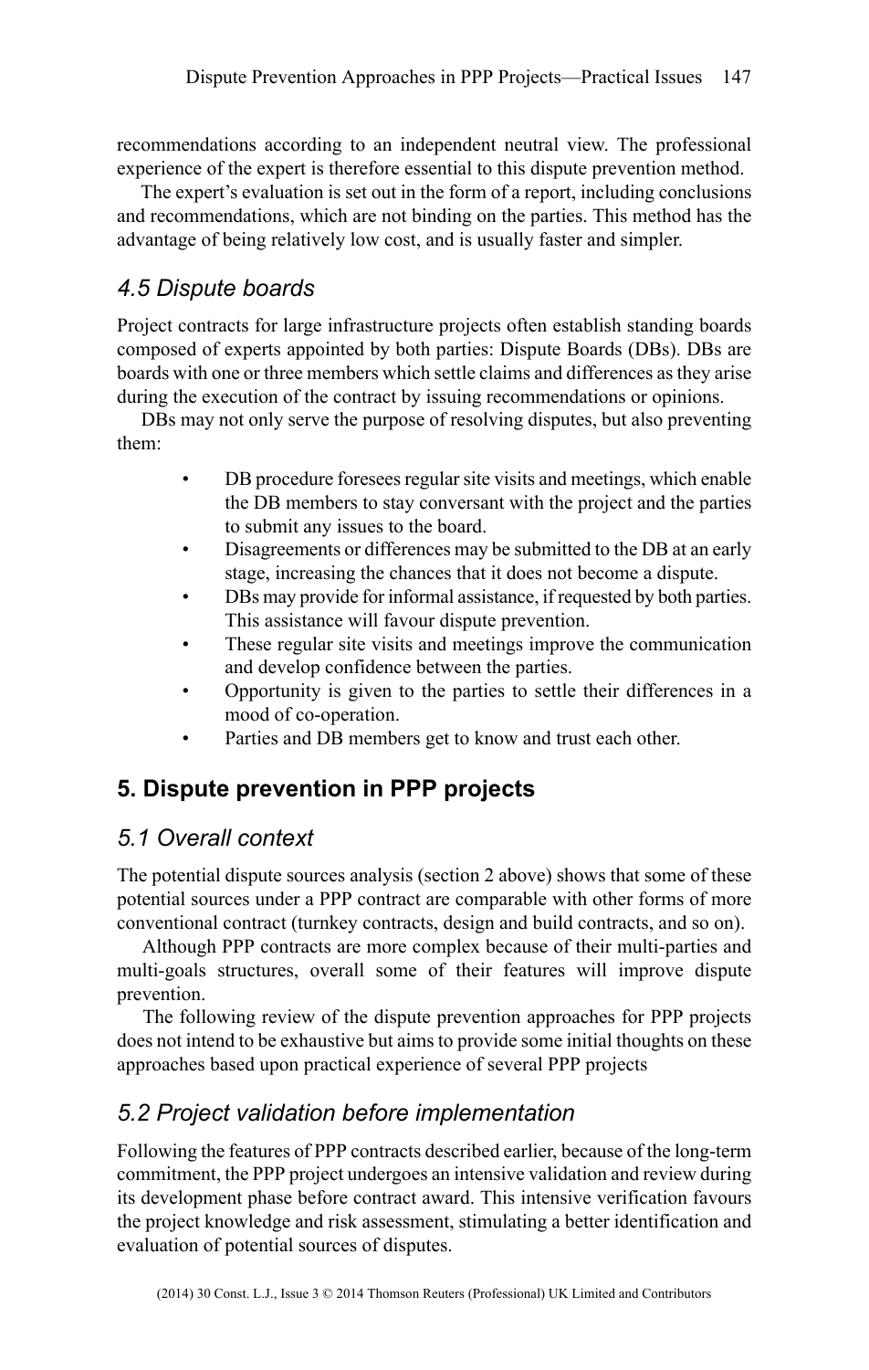recommendations according to an independent neutral view. The professional experience of the expert is therefore essential to this dispute prevention method.

The expert's evaluation is set out in the form of a report, including conclusions and recommendations, which are not binding on the parties. This method has the advantage of being relatively low cost, and is usually faster and simpler.

### *4.5 Dispute boards*

Project contracts for large infrastructure projects often establish standing boards composed of experts appointed by both parties: Dispute Boards (DBs). DBs are boards with one or three members which settle claims and differences as they arise during the execution of the contract by issuing recommendations or opinions.

DBs may not only serve the purpose of resolving disputes, but also preventing them:

- DB procedure foresees regular site visits and meetings, which enable the DB members to stay conversant with the project and the parties to submit any issues to the board.
- Disagreements or differences may be submitted to the DB at an early stage, increasing the chances that it does not become a dispute.
- DBs may provide for informal assistance, if requested by both parties. This assistance will favour dispute prevention.
- These regular site visits and meetings improve the communication and develop confidence between the parties.
- Opportunity is given to the parties to settle their differences in a mood of co-operation.
- Parties and DB members get to know and trust each other.

## 5. Dispute prevention in PPP projects

### *5.1 Overall context*

The potential dispute sources analysis (section 2 above) shows that some of these potential sources under a PPP contract are comparable with other forms of more conventional contract (turnkey contracts, design and build contracts, and so on).

Although PPP contracts are more complex because of their multi-parties and multi-goals structures, overall some of their features will improve dispute prevention.

The following review of the dispute prevention approaches for PPP projects does not intend to be exhaustive but aims to provide some initial thoughts on these approaches based upon practical experience of several PPP projects

### *5.2 Project validation before implementation*

Following the features of PPP contracts described earlier, because of the long-term commitment, the PPP project undergoes an intensive validation and review during its development phase before contract award. This intensive verification favours the project knowledge and risk assessment, stimulating a better identification and evaluation of potential sources of disputes.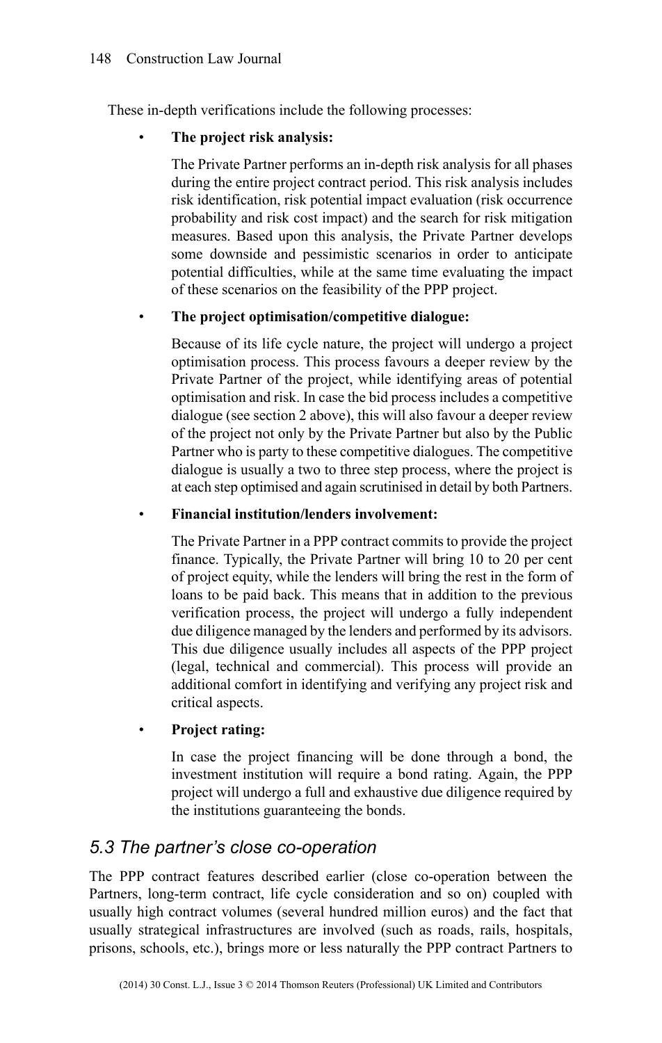These in-depth verifications include the following processes:

- **The project risk analysis:**

  The Private Partner performs an in-depth risk analysis for all phases during the entire project contract period. This risk analysis includes risk identification, risk potential impact evaluation (risk occurrence probability and risk cost impact) and the search for risk mitigation measures. Based upon this analysis, the Private Partner develops some downside and pessimistic scenarios in order to anticipate potential difficulties, while at the same time evaluating the impact of these scenarios on the feasibility of the PPP project.

- **The project optimisation/competitive dialogue:**

  Because of its life cycle nature, the project will undergo a project optimisation process. This process favours a deeper review by the Private Partner of the project, while identifying areas of potential optimisation and risk. In case the bid process includes a competitive dialogue (see section 2 above), this will also favour a deeper review of the project not only by the Private Partner but also by the Public Partner who is party to these competitive dialogues. The competitive dialogue is usually a two to three step process, where the project is at each step optimised and again scrutinised in detail by both Partners.

- **Financial institution/lenders involvement:**

  The Private Partner in a PPP contract commits to provide the project finance. Typically, the Private Partner will bring 10 to 20 per cent of project equity, while the lenders will bring the rest in the form of loans to be paid back. This means that in addition to the previous verification process, the project will undergo a fully independent due diligence managed by the lenders and performed by its advisors. This due diligence usually includes all aspects of the PPP project (legal, technical and commercial). This process will provide an additional comfort in identifying and verifying any project risk and critical aspects.

- **Project rating:**

  In case the project financing will be done through a bond, the investment institution will require a bond rating. Again, the PPP project will undergo a full and exhaustive due diligence required by the institutions guaranteeing the bonds.

### *5.3 The partner's close co-operation*

The PPP contract features described earlier (close co-operation between the Partners, long-term contract, life cycle consideration and so on) coupled with usually high contract volumes (several hundred million euros) and the fact that usually strategical infrastructures are involved (such as roads, rails, hospitals, prisons, schools, etc.), brings more or less naturally the PPP contract Partners to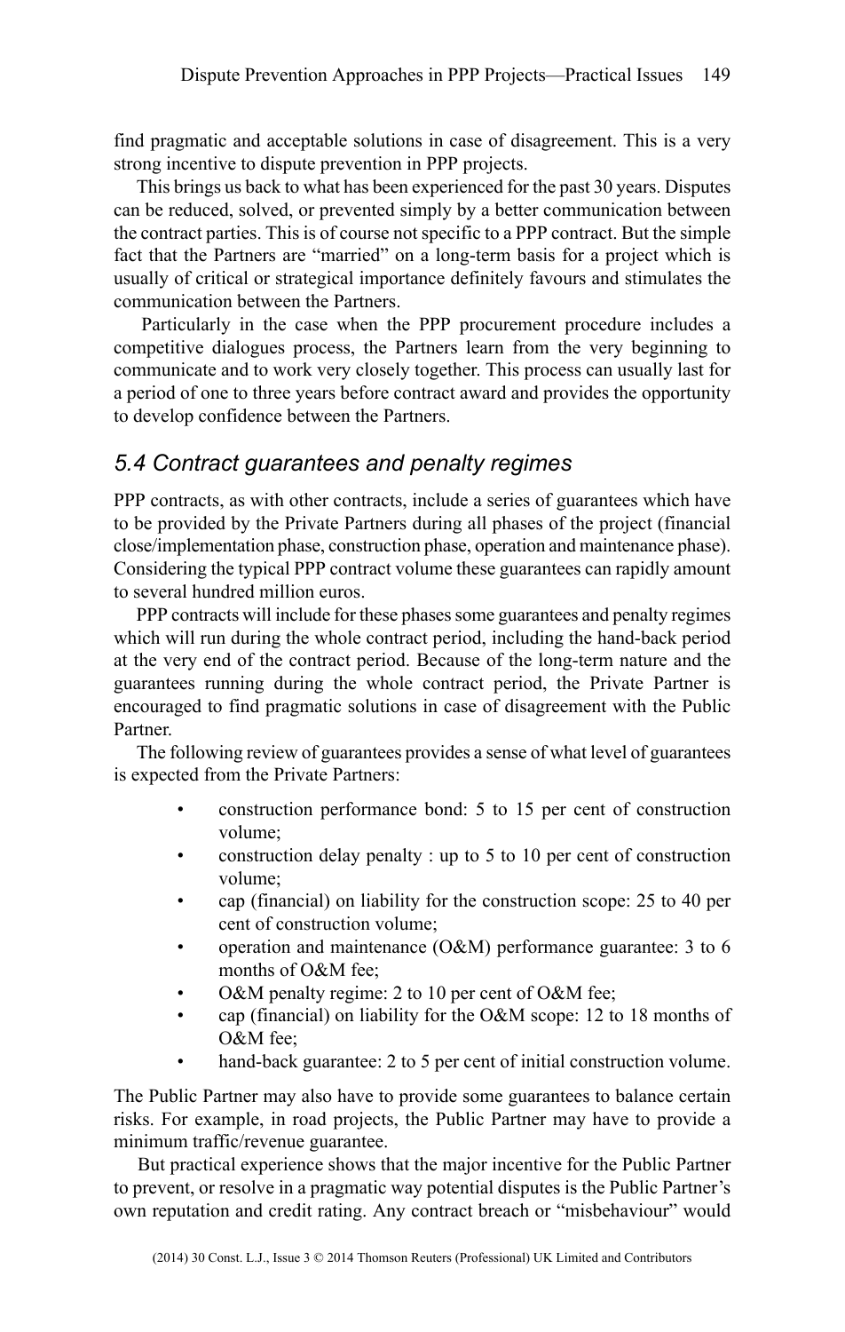find pragmatic and acceptable solutions in case of disagreement. This is a very strong incentive to dispute prevention in PPP projects.

This brings us back to what has been experienced for the past 30 years. Disputes can be reduced, solved, or prevented simply by a better communication between the contract parties. This is of course not specific to a PPP contract. But the simple fact that the Partners are "married" on a long-term basis for a project which is usually of critical or strategical importance definitely favours and stimulates the communication between the Partners.

Particularly in the case when the PPP procurement procedure includes a competitive dialogues process, the Partners learn from the very beginning to communicate and to work very closely together. This process can usually last for a period of one to three years before contract award and provides the opportunity to develop confidence between the Partners.

### *5.4 Contract guarantees and penalty regimes*

PPP contracts, as with other contracts, include a series of guarantees which have to be provided by the Private Partners during all phases of the project (financial close/implementation phase, construction phase, operation and maintenance phase). Considering the typical PPP contract volume these guarantees can rapidly amount to several hundred million euros.

PPP contracts will include for these phases some guarantees and penalty regimes which will run during the whole contract period, including the hand-back period at the very end of the contract period. Because of the long-term nature and the guarantees running during the whole contract period, the Private Partner is encouraged to find pragmatic solutions in case of disagreement with the Public Partner.

The following review of guarantees provides a sense of what level of guarantees is expected from the Private Partners:

- construction performance bond: 5 to 15 per cent of construction volume;
- construction delay penalty : up to 5 to 10 per cent of construction volume;
- cap (financial) on liability for the construction scope: 25 to 40 per cent of construction volume;
- operation and maintenance (O&M) performance guarantee: 3 to 6 months of O&M fee;
- O&M penalty regime: 2 to 10 per cent of O&M fee;
- cap (financial) on liability for the O&M scope: 12 to 18 months of O&M fee;
- hand-back guarantee: 2 to 5 per cent of initial construction volume.

The Public Partner may also have to provide some guarantees to balance certain risks. For example, in road projects, the Public Partner may have to provide a minimum traffic/revenue guarantee.

But practical experience shows that the major incentive for the Public Partner to prevent, or resolve in a pragmatic way potential disputes is the Public Partner's own reputation and credit rating. Any contract breach or "misbehaviour" would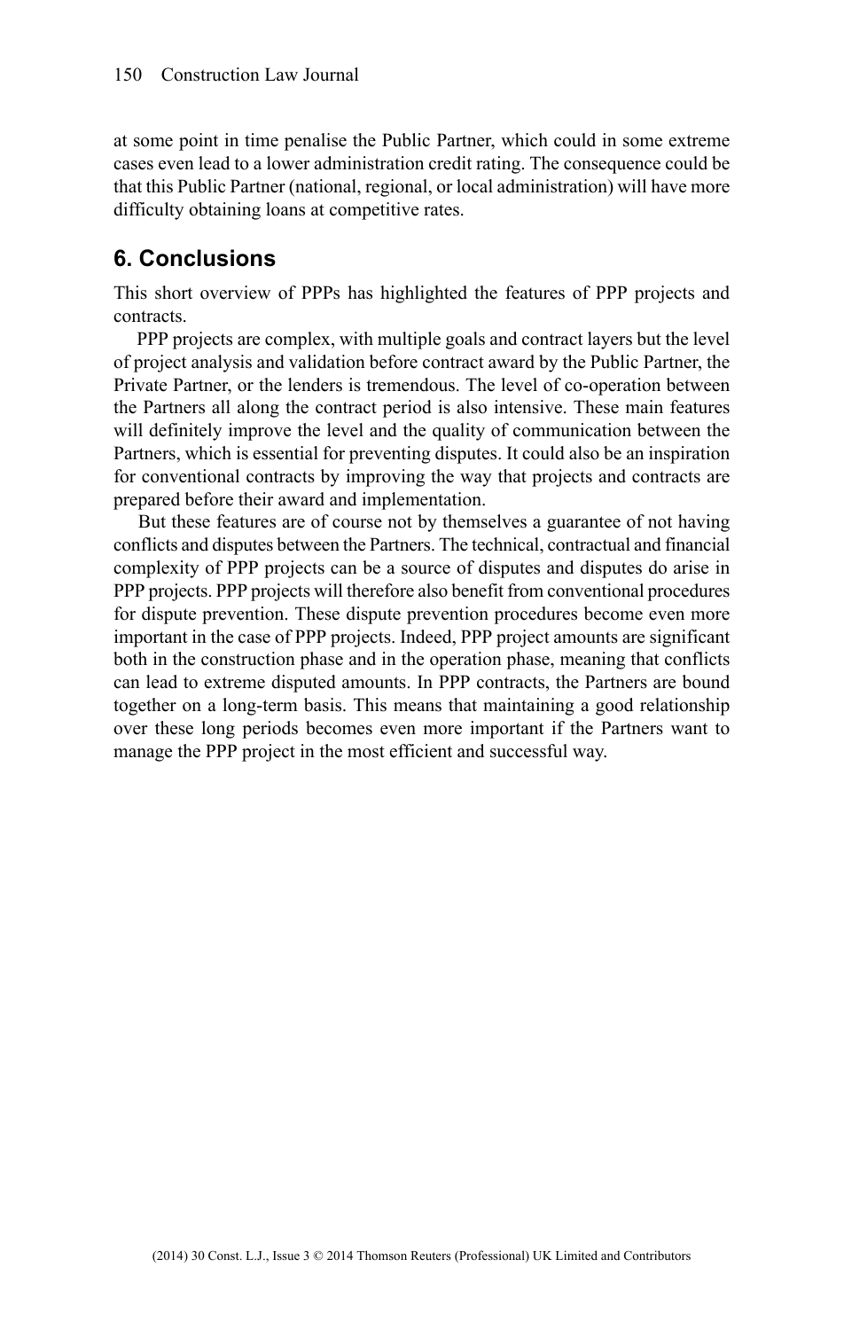at some point in time penalise the Public Partner, which could in some extreme cases even lead to a lower administration credit rating. The consequence could be that this Public Partner (national, regional, or local administration) will have more difficulty obtaining loans at competitive rates.

## 6. Conclusions

This short overview of PPPs has highlighted the features of PPP projects and contracts.

PPP projects are complex, with multiple goals and contract layers but the level of project analysis and validation before contract award by the Public Partner, the Private Partner, or the lenders is tremendous. The level of co-operation between the Partners all along the contract period is also intensive. These main features will definitely improve the level and the quality of communication between the Partners, which is essential for preventing disputes. It could also be an inspiration for conventional contracts by improving the way that projects and contracts are prepared before their award and implementation.

But these features are of course not by themselves a guarantee of not having conflicts and disputes between the Partners. The technical, contractual and financial complexity of PPP projects can be a source of disputes and disputes do arise in PPP projects. PPP projects will therefore also benefit from conventional procedures for dispute prevention. These dispute prevention procedures become even more important in the case of PPP projects. Indeed, PPP project amounts are significant both in the construction phase and in the operation phase, meaning that conflicts can lead to extreme disputed amounts. In PPP contracts, the Partners are bound together on a long-term basis. This means that maintaining a good relationship over these long periods becomes even more important if the Partners want to manage the PPP project in the most efficient and successful way.